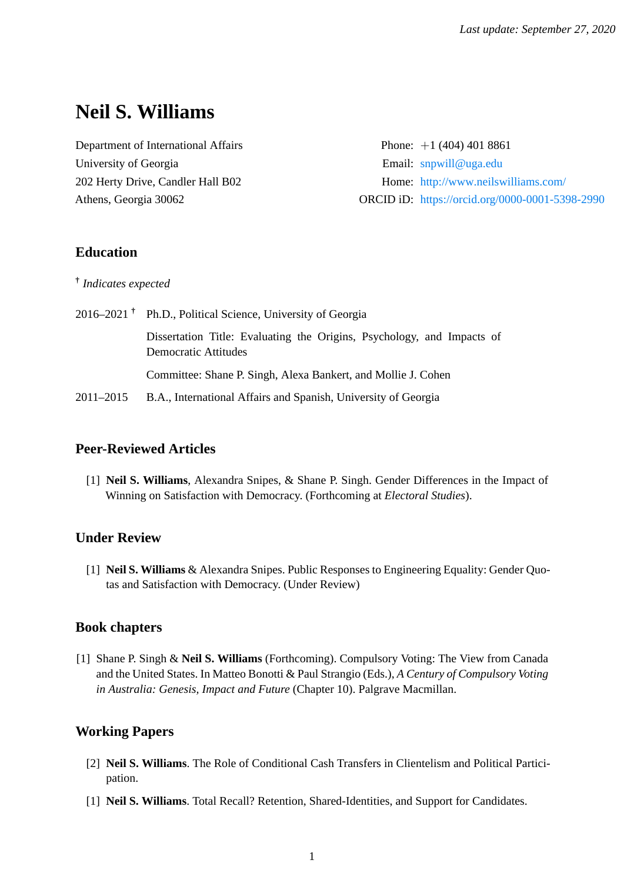*Last update: September 27, 2020*

# Neil S. Williams

Department of International Affairs
University of Georgia
202 Herty Drive, Candler Hall B02
Athens, Georgia 30062

Phone: +1 (404) 401 8861
Email: snpwill@uga.edu
Home: http://www.neilswilliams.com/
ORCID iD: https://orcid.org/0000-0001-5398-2990

## Education

† *Indicates expected*

2016–2021 † Ph.D., Political Science, University of Georgia

Dissertation Title: Evaluating the Origins, Psychology, and Impacts of Democratic Attitudes

Committee: Shane P. Singh, Alexa Bankert, and Mollie J. Cohen

2011–2015 B.A., International Affairs and Spanish, University of Georgia

## Peer-Reviewed Articles

[1] **Neil S. Williams**, Alexandra Snipes, & Shane P. Singh. Gender Differences in the Impact of Winning on Satisfaction with Democracy. (Forthcoming at *Electoral Studies*).

## Under Review

[1] **Neil S. Williams** & Alexandra Snipes. Public Responses to Engineering Equality: Gender Quotas and Satisfaction with Democracy. (Under Review)

## Book chapters

[1] Shane P. Singh & **Neil S. Williams** (Forthcoming). Compulsory Voting: The View from Canada and the United States. In Matteo Bonotti & Paul Strangio (Eds.), *A Century of Compulsory Voting in Australia: Genesis, Impact and Future* (Chapter 10). Palgrave Macmillan.

## Working Papers

[2] **Neil S. Williams**. The Role of Conditional Cash Transfers in Clientelism and Political Participation.

[1] **Neil S. Williams**. Total Recall? Retention, Shared-Identities, and Support for Candidates.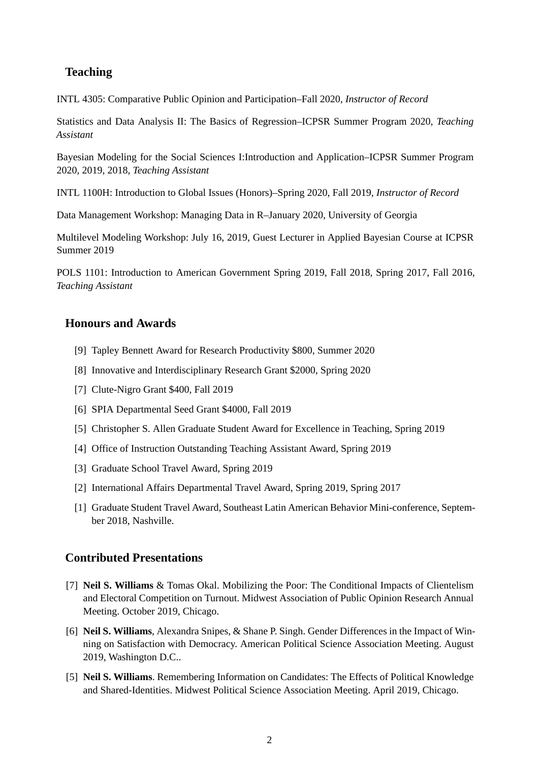## Teaching

INTL 4305: Comparative Public Opinion and Participation–Fall 2020, *Instructor of Record*

Statistics and Data Analysis II: The Basics of Regression–ICPSR Summer Program 2020, *Teaching Assistant*

Bayesian Modeling for the Social Sciences I:Introduction and Application–ICPSR Summer Program 2020, 2019, 2018, *Teaching Assistant*

INTL 1100H: Introduction to Global Issues (Honors)–Spring 2020, Fall 2019, *Instructor of Record*

Data Management Workshop: Managing Data in R–January 2020, University of Georgia

Multilevel Modeling Workshop: July 16, 2019, Guest Lecturer in Applied Bayesian Course at ICPSR Summer 2019

POLS 1101: Introduction to American Government Spring 2019, Fall 2018, Spring 2017, Fall 2016, *Teaching Assistant*

## Honours and Awards

[9] Tapley Bennett Award for Research Productivity $800, Summer 2020

[8] Innovative and Interdisciplinary Research Grant $2000, Spring 2020

[7] Clute-Nigro Grant $400, Fall 2019

[6] SPIA Departmental Seed Grant $4000, Fall 2019

[5] Christopher S. Allen Graduate Student Award for Excellence in Teaching, Spring 2019

[4] Office of Instruction Outstanding Teaching Assistant Award, Spring 2019

[3] Graduate School Travel Award, Spring 2019

[2] International Affairs Departmental Travel Award, Spring 2019, Spring 2017

[1] Graduate Student Travel Award, Southeast Latin American Behavior Mini-conference, September 2018, Nashville.

## Contributed Presentations

[7] **Neil S. Williams** & Tomas Okal. Mobilizing the Poor: The Conditional Impacts of Clientelism and Electoral Competition on Turnout. Midwest Association of Public Opinion Research Annual Meeting. October 2019, Chicago.

[6] **Neil S. Williams**, Alexandra Snipes, & Shane P. Singh. Gender Differences in the Impact of Winning on Satisfaction with Democracy. American Political Science Association Meeting. August 2019, Washington D.C..

[5] **Neil S. Williams**. Remembering Information on Candidates: The Effects of Political Knowledge and Shared-Identities. Midwest Political Science Association Meeting. April 2019, Chicago.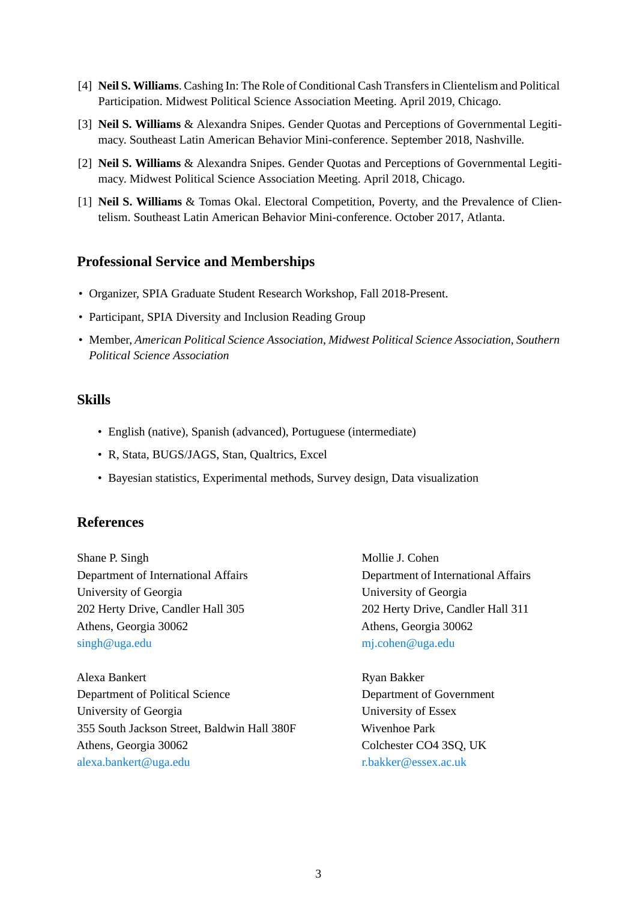[4] **Neil S. Williams**. Cashing In: The Role of Conditional Cash Transfers in Clientelism and Political Participation. Midwest Political Science Association Meeting. April 2019, Chicago.

[3] **Neil S. Williams** & Alexandra Snipes. Gender Quotas and Perceptions of Governmental Legitimacy. Southeast Latin American Behavior Mini-conference. September 2018, Nashville.

[2] **Neil S. Williams** & Alexandra Snipes. Gender Quotas and Perceptions of Governmental Legitimacy. Midwest Political Science Association Meeting. April 2018, Chicago.

[1] **Neil S. Williams** & Tomas Okal. Electoral Competition, Poverty, and the Prevalence of Clientelism. Southeast Latin American Behavior Mini-conference. October 2017, Atlanta.

## Professional Service and Memberships

- Organizer, SPIA Graduate Student Research Workshop, Fall 2018-Present.
- Participant, SPIA Diversity and Inclusion Reading Group
- Member, *American Political Science Association*, *Midwest Political Science Association*, *Southern Political Science Association*

## Skills

- English (native), Spanish (advanced), Portuguese (intermediate)
- R, Stata, BUGS/JAGS, Stan, Qualtrics, Excel
- Bayesian statistics, Experimental methods, Survey design, Data visualization

## References

Shane P. Singh
Department of International Affairs
University of Georgia
202 Herty Drive, Candler Hall 305
Athens, Georgia 30062
singh@uga.edu

Mollie J. Cohen
Department of International Affairs
University of Georgia
202 Herty Drive, Candler Hall 311
Athens, Georgia 30062
mj.cohen@uga.edu

Alexa Bankert
Department of Political Science
University of Georgia
355 South Jackson Street, Baldwin Hall 380F
Athens, Georgia 30062
alexa.bankert@uga.edu

Ryan Bakker
Department of Government
University of Essex
Wivenhoe Park
Colchester CO4 3SQ, UK
r.bakker@essex.ac.uk